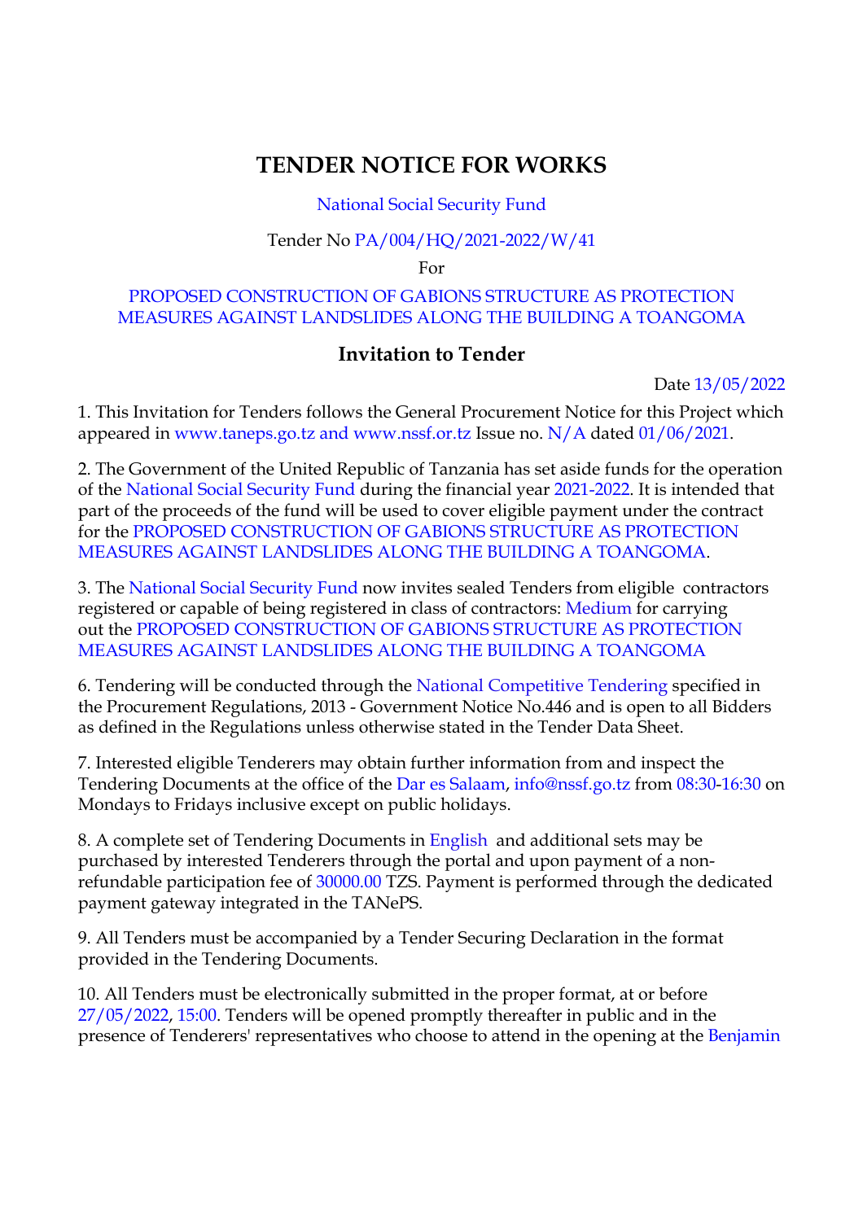# TENDER NOTICE FOR WORKS

National Social Security Fund

Tender No PA/004/HQ/2021-2022/W/41

For

PROPOSED CONSTRUCTION OF GABIONS STRUCTURE AS PROTECTION MEASURES AGAINST LANDSLIDES ALONG THE BUILDING A TOANGOMA

## Invitation to Tender

Date 13/05/2022

1. This Invitation for Tenders follows the General Procurement Notice for this Project which appeared in www.taneps.go.tz and www.nssf.or.tz Issue no. N/A dated 01/06/2021.

2. The Government of the United Republic of Tanzania has set aside funds for the operation of the National Social Security Fund during the financial year 2021-2022. It is intended that part of the proceeds of the fund will be used to cover eligible payment under the contract for the PROPOSED CONSTRUCTION OF GABIONS STRUCTURE AS PROTECTION MEASURES AGAINST LANDSLIDES ALONG THE BUILDING A TOANGOMA.

3. The National Social Security Fund now invites sealed Tenders from eligible contractors registered or capable of being registered in class of contractors: Medium for carrying out the PROPOSED CONSTRUCTION OF GABIONS STRUCTURE AS PROTECTION MEASURES AGAINST LANDSLIDES ALONG THE BUILDING A TOANGOMA

6. Tendering will be conducted through the National Competitive Tendering specified in the Procurement Regulations, 2013 - Government Notice No.446 and is open to all Bidders as defined in the Regulations unless otherwise stated in the Tender Data Sheet.

7. Interested eligible Tenderers may obtain further information from and inspect the Tendering Documents at the office of the Dar es Salaam, info@nssf.go.tz from 08:30-16:30 on Mondays to Fridays inclusive except on public holidays.

8. A complete set of Tendering Documents in English and additional sets may be purchased by interested Tenderers through the portal and upon payment of a non-refundable participation fee of 30000.00 TZS. Payment is performed through the dedicated payment gateway integrated in the TANePS.

9. All Tenders must be accompanied by a Tender Securing Declaration in the format provided in the Tendering Documents.

10. All Tenders must be electronically submitted in the proper format, at or before 27/05/2022, 15:00. Tenders will be opened promptly thereafter in public and in the presence of Tenderers' representatives who choose to attend in the opening at the Benjamin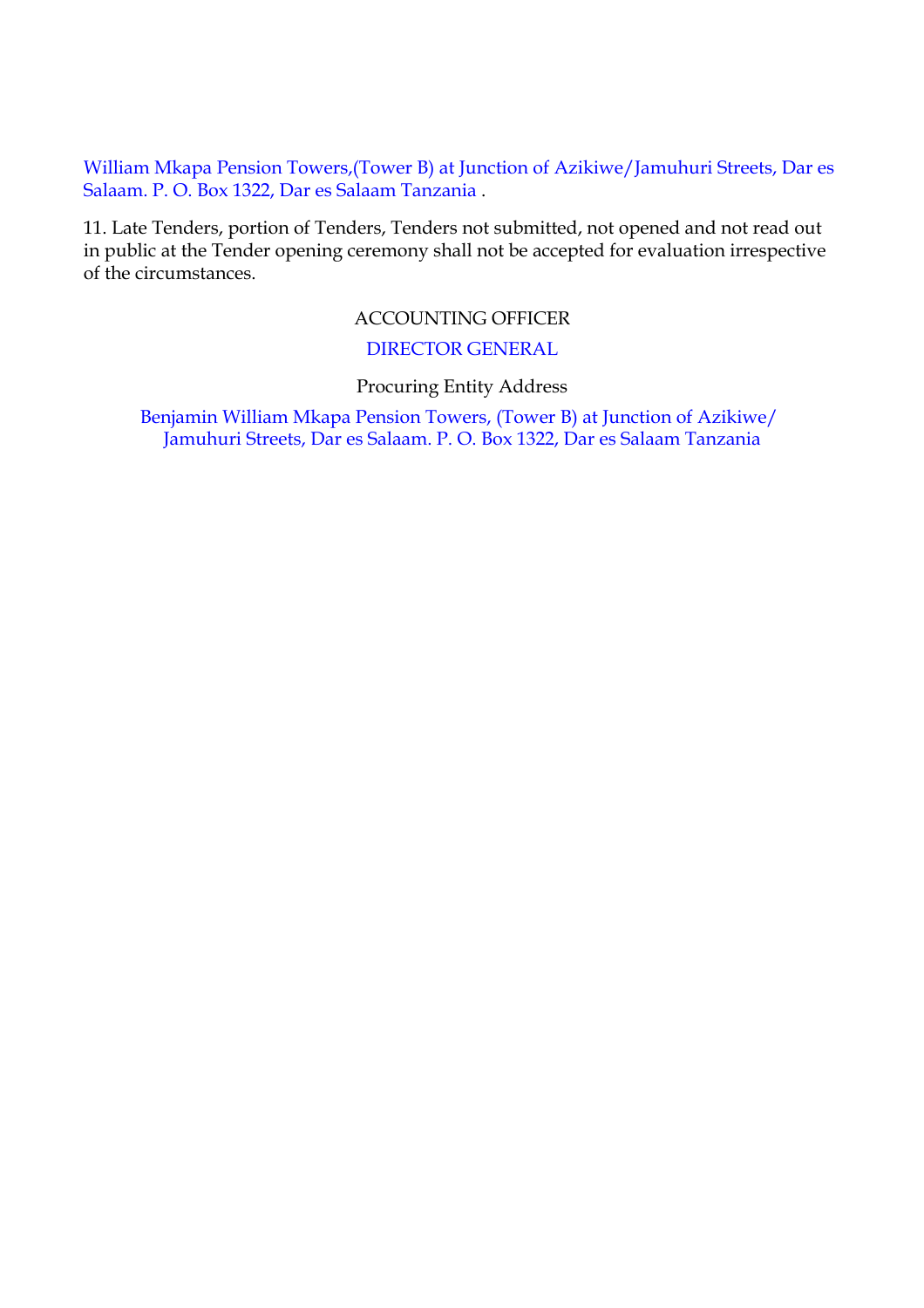William Mkapa Pension Towers,(Tower B) at Junction of Azikiwe/Jamuhuri Streets, Dar es Salaam. P. O. Box 1322, Dar es Salaam Tanzania .

11. Late Tenders, portion of Tenders, Tenders not submitted, not opened and not read out in public at the Tender opening ceremony shall not be accepted for evaluation irrespective of the circumstances.

ACCOUNTING OFFICER

DIRECTOR GENERAL

Procuring Entity Address

Benjamin William Mkapa Pension Towers, (Tower B) at Junction of Azikiwe/ Jamuhuri Streets, Dar es Salaam. P. O. Box 1322, Dar es Salaam Tanzania